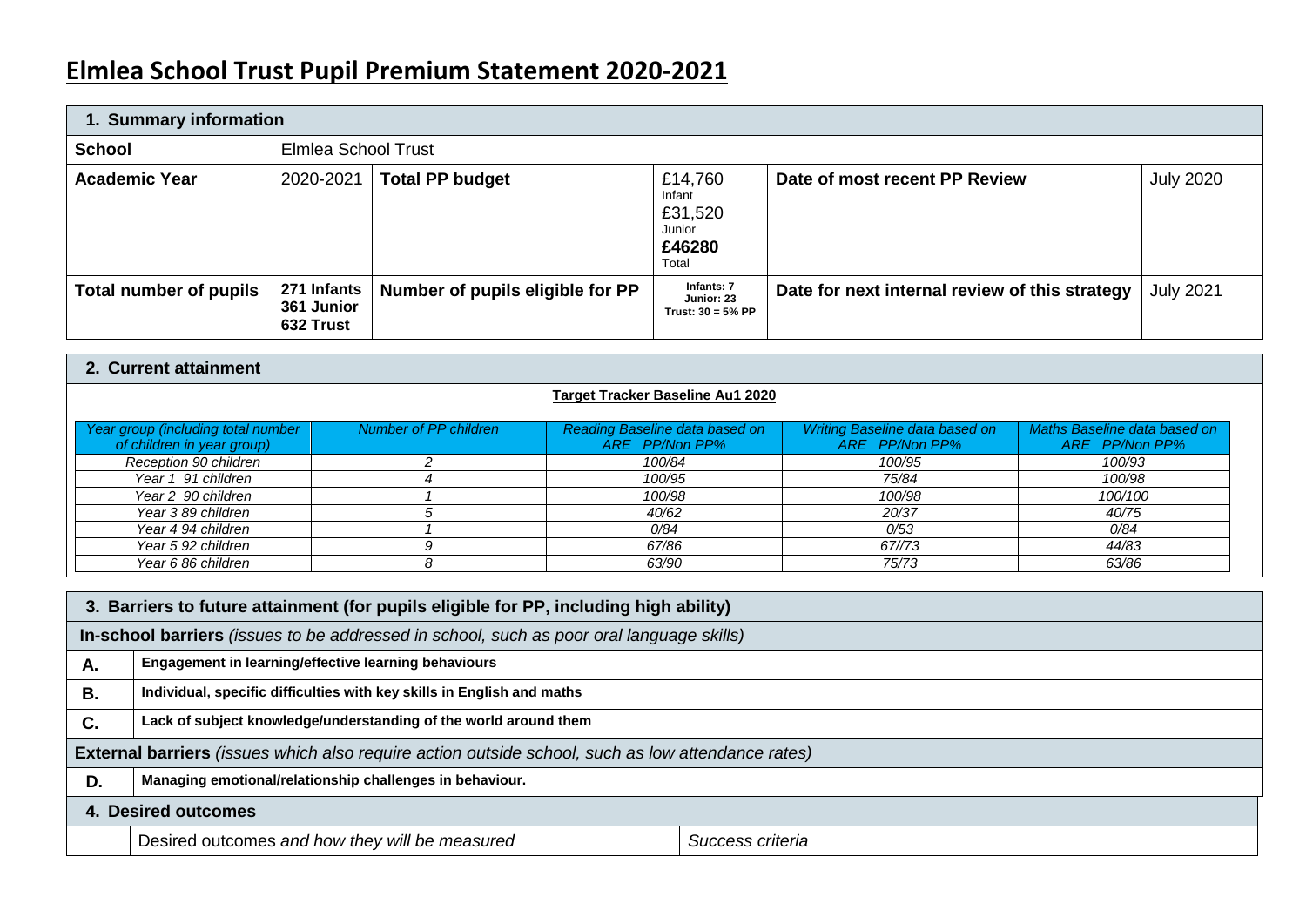# Elmlea School Trust Pupil Premium Statement 2020-2021

| **1. Summary information** | | | | | |
|---|---|---|---|---|---|
| **School** | Elmlea School Trust | | | | |
| **Academic Year** | 2020-2021 | **Total PP budget** | £14,760 Infant<br>£31,520 Junior<br>**£46280** Total | **Date of most recent PP Review** | July 2020 |
| **Total number of pupils** | **271 Infants**<br>**361 Junior**<br>**632 Trust** | **Number of pupils eligible for PP** | **Infants: 7**<br>**Junior: 23**<br>**Trust: 30 = 5% PP** | **Date for next internal review of this strategy** | July 2021 |

## 2. Current attainment

**Target Tracker Baseline Au1 2020**

| *Year group (including total number of children in year group)* | *Number of PP children* | *Reading Baseline data based on ARE PP/Non PP%* | *Writing Baseline data based on ARE PP/Non PP%* | *Maths Baseline data based on ARE PP/Non PP%* |
|---|---|---|---|---|
| *Reception 90 children* | *2* | *100/84* | *100/95* | *100/93* |
| *Year 1 91 children* | *4* | *100/95* | *75/84* | *100/98* |
| *Year 2 90 children* | *1* | *100/98* | *100/98* | *100/100* |
| *Year 3 89 children* | *5* | *40/62* | *20/37* | *40/75* |
| *Year 4 94 children* | *1* | *0/84* | *0/53* | *0/84* |
| *Year 5 92 children* | *9* | *67/86* | *67//73* | *44/83* |
| *Year 6 86 children* | *8* | *63/90* | *75/73* | *63/86* |

## 3. Barriers to future attainment (for pupils eligible for PP, including high ability)

**In-school barriers** *(issues to be addressed in school, such as poor oral language skills)*

| | |
|---|---|
| **A.** | **Engagement in learning/effective learning behaviours** |
| **B.** | **Individual, specific difficulties with key skills in English and maths** |
| **C.** | **Lack of subject knowledge/understanding of the world around them** |

**External barriers** *(issues which also require action outside school, such as low attendance rates)*

| | |
|---|---|
| **D.** | **Managing emotional/relationship challenges in behaviour.** |

## 4. Desired outcomes

| | Desired outcomes *and how they will be measured* | *Success criteria* |
|---|---|---|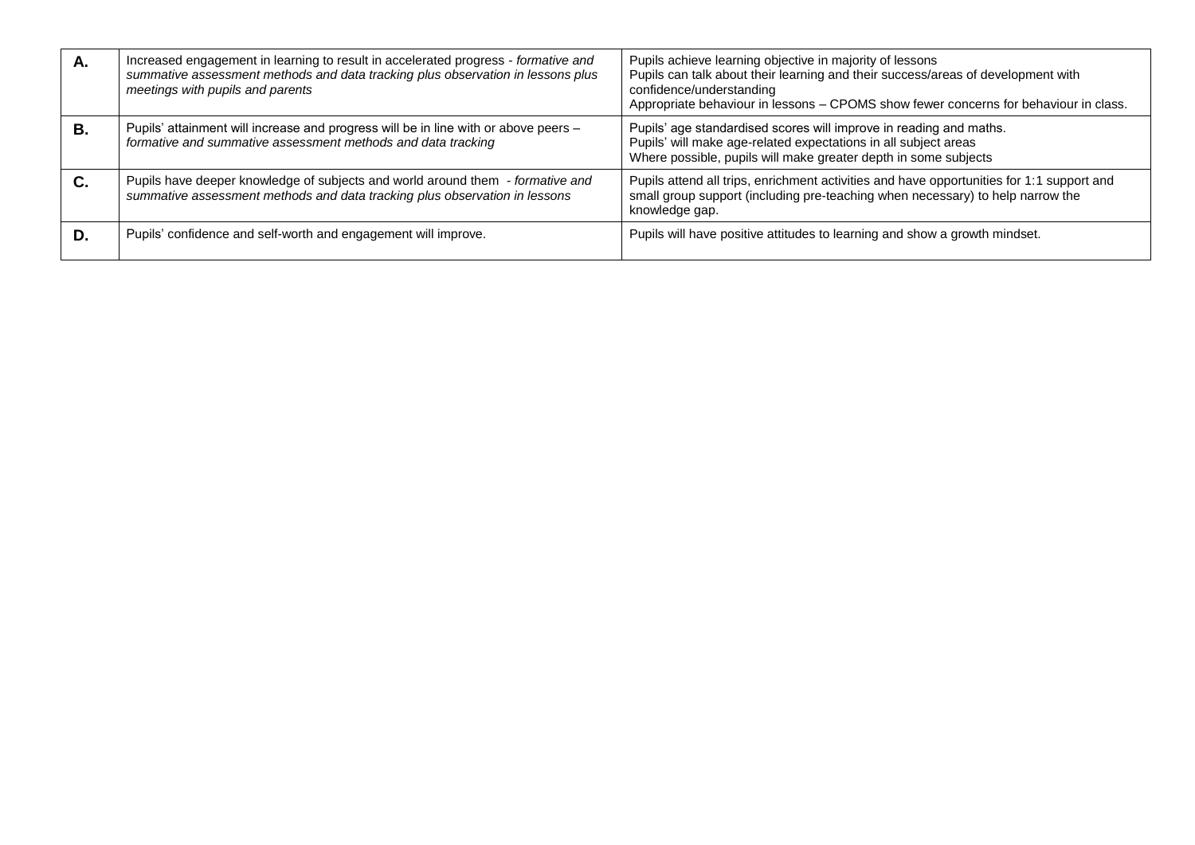| | | |
|---|---|---|
| **A.** | Increased engagement in learning to result in accelerated progress - *formative and summative assessment methods and data tracking plus observation in lessons plus meetings with pupils and parents* | Pupils achieve learning objective in majority of lessons<br>Pupils can talk about their learning and their success/areas of development with confidence/understanding<br>Appropriate behaviour in lessons – CPOMS show fewer concerns for behaviour in class. |
| **B.** | Pupils' attainment will increase and progress will be in line with or above peers – *formative and summative assessment methods and data tracking* | Pupils' age standardised scores will improve in reading and maths.<br>Pupils' will make age-related expectations in all subject areas<br>Where possible, pupils will make greater depth in some subjects |
| **C.** | Pupils have deeper knowledge of subjects and world around them - *formative and summative assessment methods and data tracking plus observation in lessons* | Pupils attend all trips, enrichment activities and have opportunities for 1:1 support and small group support (including pre-teaching when necessary) to help narrow the knowledge gap. |
| **D.** | Pupils' confidence and self-worth and engagement will improve. | Pupils will have positive attitudes to learning and show a growth mindset. |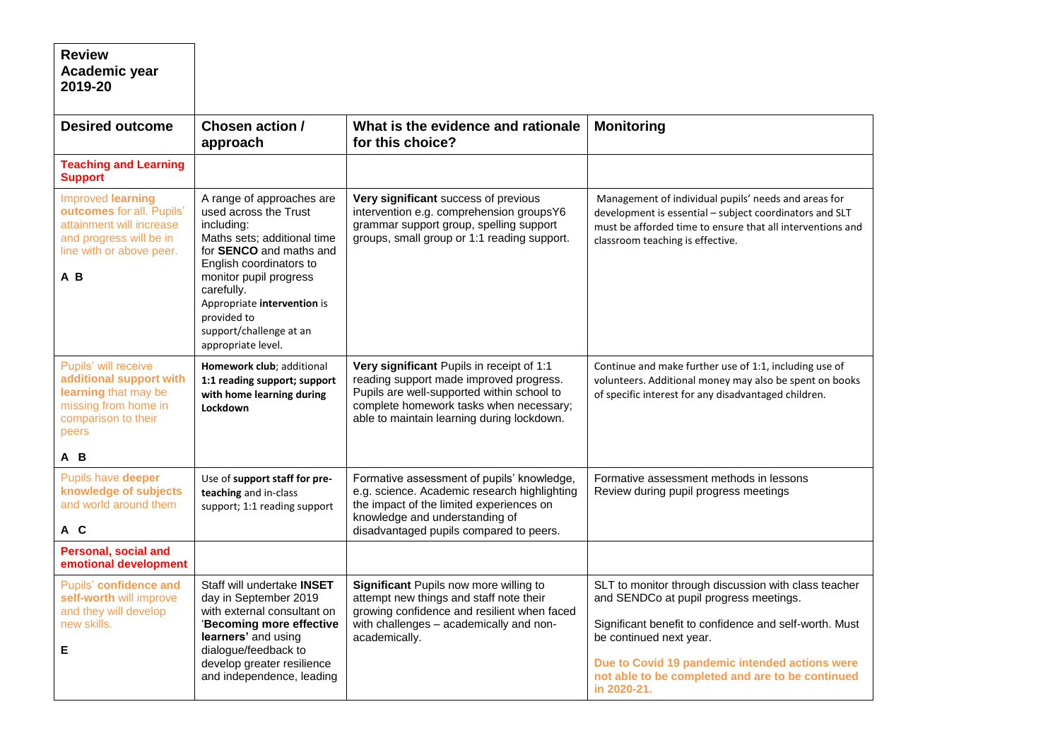| **Review Academic year 2019-20** | | | |
|---|---|---|---|
| **Desired outcome** | **Chosen action / approach** | **What is the evidence and rationale for this choice?** | **Monitoring** |
| **Teaching and Learning Support** | | | |
| Improved **learning outcomes** for all. Pupils' attainment will increase and progress will be in line with or above peer. **A B** | A range of approaches are used across the Trust including: Maths sets; additional time for **SENCO** and maths and English coordinators to monitor pupil progress carefully. Appropriate **intervention** is provided to support/challenge at an appropriate level. | **Very significant** success of previous intervention e.g. comprehension groupsY6 grammar support group, spelling support groups, small group or 1:1 reading support. | Management of individual pupils' needs and areas for development is essential – subject coordinators and SLT must be afforded time to ensure that all interventions and classroom teaching is effective. |
| Pupils' will receive **additional support with learning** that may be missing from home in comparison to their peers **A B** | **Homework club**; additional **1:1 reading support; support with home learning during Lockdown** | **Very significant** Pupils in receipt of 1:1 reading support made improved progress. Pupils are well-supported within school to complete homework tasks when necessary; able to maintain learning during lockdown. | Continue and make further use of 1:1, including use of volunteers. Additional money may also be spent on books of specific interest for any disadvantaged children. |
| Pupils have **deeper knowledge of subjects** and world around them **A C** | Use of **support staff for pre-teaching** and in-class support; 1:1 reading support | Formative assessment of pupils' knowledge, e.g. science. Academic research highlighting the impact of the limited experiences on knowledge and understanding of disadvantaged pupils compared to peers. | Formative assessment methods in lessons<br>Review during pupil progress meetings |
| **Personal, social and emotional development** | | | |
| Pupils' **confidence and self-worth** will improve and they will develop new skills. **E** | Staff will undertake **INSET** day in September 2019 with external consultant on '**Becoming more effective learners'** and using dialogue/feedback to develop greater resilience and independence, leading | **Significant** Pupils now more willing to attempt new things and staff note their growing confidence and resilient when faced with challenges – academically and non-academically. | SLT to monitor through discussion with class teacher and SENDCo at pupil progress meetings.<br><br>Significant benefit to confidence and self-worth. Must be continued next year.<br><br>**Due to Covid 19 pandemic intended actions were not able to be completed and are to be continued in 2020-21.** |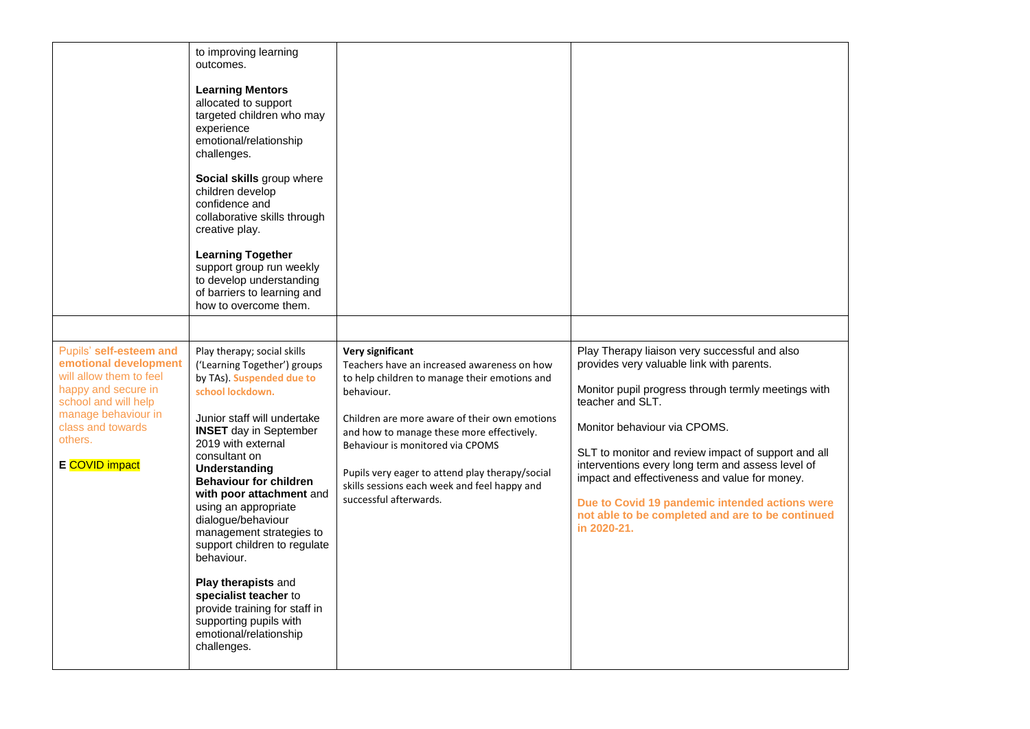| | | | |
|---|---|---|---|
| | to improving learning outcomes.<br><br>**Learning Mentors** allocated to support targeted children who may experience emotional/relationship challenges.<br><br>**Social skills** group where children develop confidence and collaborative skills through creative play.<br><br>**Learning Together** support group run weekly to develop understanding of barriers to learning and how to overcome them. | | |
| | | | |
| Pupils' **self-esteem and emotional development** will allow them to feel happy and secure in school and will help manage behaviour in class and towards others.<br><br>**E** COVID impact | Play therapy; social skills ('Learning Together') groups by TAs). **Suspended due to school lockdown.**<br><br>Junior staff will undertake **INSET** day in September 2019 with external consultant on **Understanding Behaviour for children with poor attachment** and using an appropriate dialogue/behaviour management strategies to support children to regulate behaviour.<br><br>**Play therapists** and **specialist teacher** to provide training for staff in supporting pupils with emotional/relationship challenges. | **Very significant**<br>Teachers have an increased awareness on how to help children to manage their emotions and behaviour.<br><br>Children are more aware of their own emotions and how to manage these more effectively. Behaviour is monitored via CPOMS<br><br>Pupils very eager to attend play therapy/social skills sessions each week and feel happy and successful afterwards. | Play Therapy liaison very successful and also provides very valuable link with parents.<br><br>Monitor pupil progress through termly meetings with teacher and SLT.<br><br>Monitor behaviour via CPOMS.<br><br>SLT to monitor and review impact of support and all interventions every long term and assess level of impact and effectiveness and value for money.<br><br>**Due to Covid 19 pandemic intended actions were not able to be completed and are to be continued in 2020-21.** |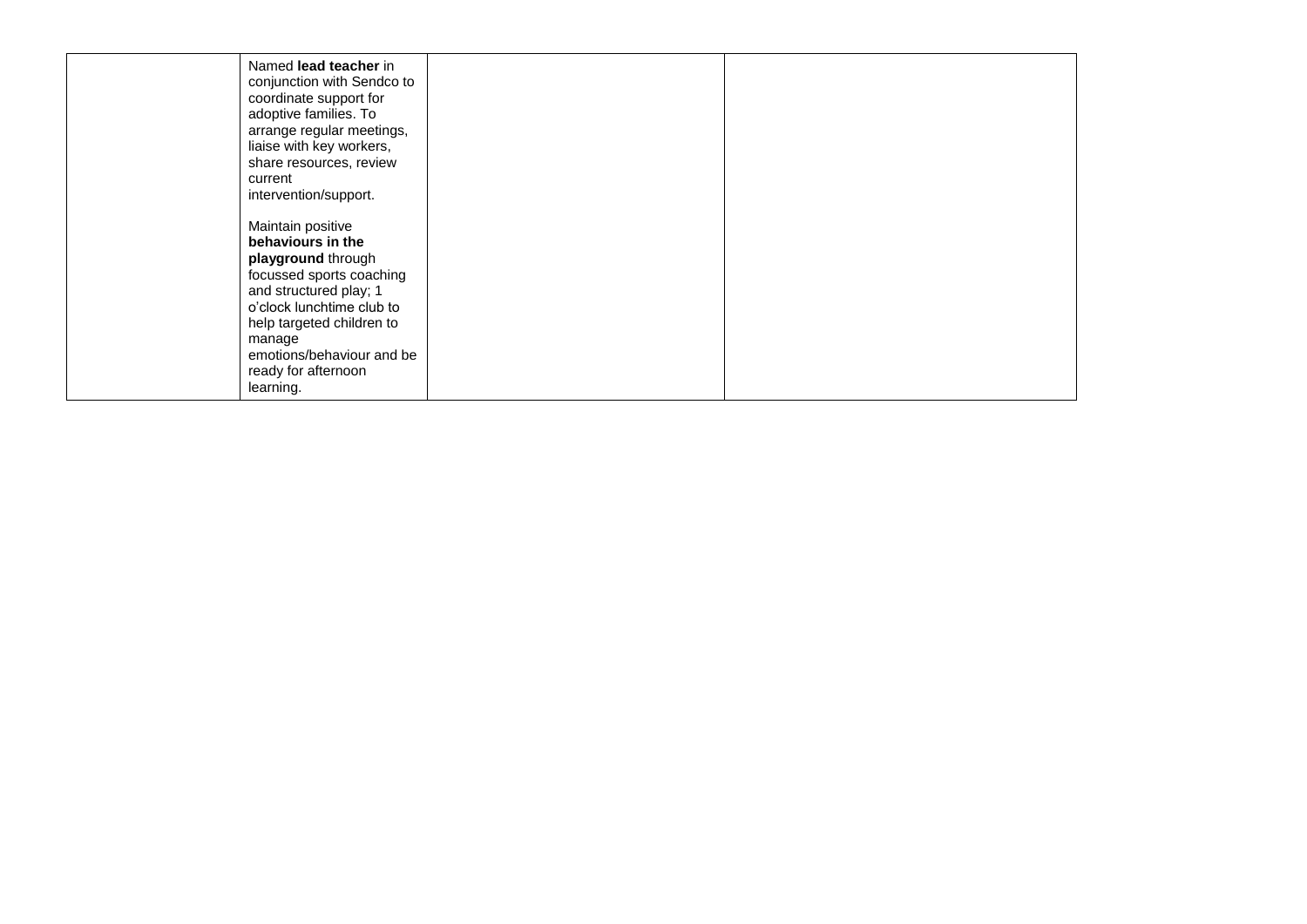| | | | |
|---|---|---|---|
| | Named **lead teacher** in conjunction with Sendco to coordinate support for adoptive families. To arrange regular meetings, liaise with key workers, share resources, review current intervention/support.<br><br>Maintain positive **behaviours in the playground** through focussed sports coaching and structured play; 1 o'clock lunchtime club to help targeted children to manage emotions/behaviour and be ready for afternoon learning. | | |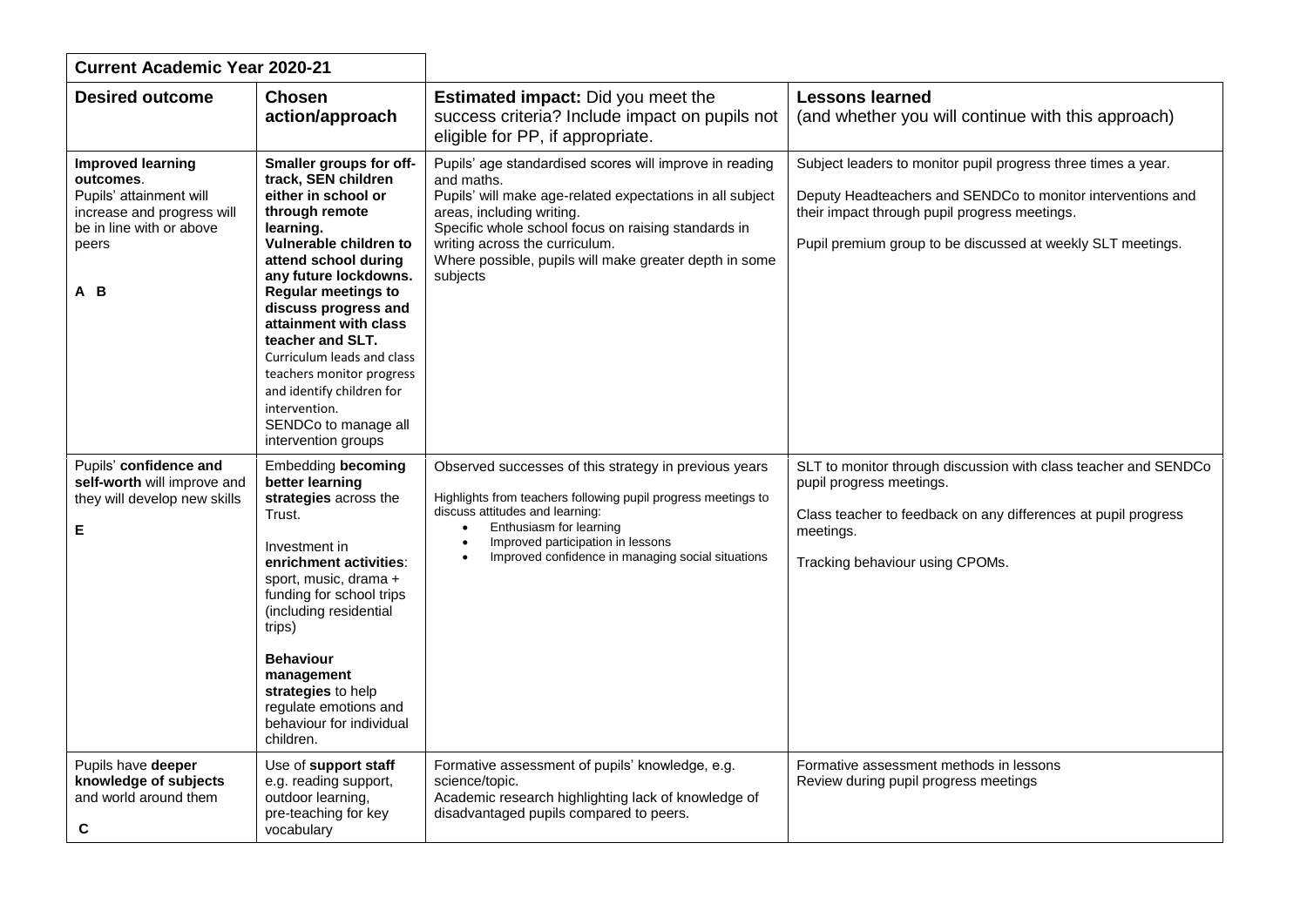| **Current Academic Year 2020-21** | | | |
|---|---|---|---|
| **Desired outcome** | **Chosen action/approach** | **Estimated impact:** Did you meet the success criteria? Include impact on pupils not eligible for PP, if appropriate. | **Lessons learned** (and whether you will continue with this approach) |
| **Improved learning outcomes**. Pupils' attainment will increase and progress will be in line with or above peers<br><br>**A B** | **Smaller groups for off-track, SEN children either in school or through remote learning. Vulnerable children to attend school during any future lockdowns. Regular meetings to discuss progress and attainment with class teacher and SLT.** Curriculum leads and class teachers monitor progress and identify children for intervention. SENDCo to manage all intervention groups | Pupils' age standardised scores will improve in reading and maths. Pupils' will make age-related expectations in all subject areas, including writing. Specific whole school focus on raising standards in writing across the curriculum. Where possible, pupils will make greater depth in some subjects | Subject leaders to monitor pupil progress three times a year.<br><br>Deputy Headteachers and SENDCo to monitor interventions and their impact through pupil progress meetings.<br><br>Pupil premium group to be discussed at weekly SLT meetings. |
| Pupils' **confidence and self-worth** will improve and they will develop new skills<br><br>**E** | Embedding **becoming better learning strategies** across the Trust.<br><br>Investment in **enrichment activities**: sport, music, drama + funding for school trips (including residential trips)<br><br>**Behaviour management strategies** to help regulate emotions and behaviour for individual children. | Observed successes of this strategy in previous years<br><br>Highlights from teachers following pupil progress meetings to discuss attitudes and learning:<br>• Enthusiasm for learning<br>• Improved participation in lessons<br>• Improved confidence in managing social situations | SLT to monitor through discussion with class teacher and SENDCo pupil progress meetings.<br><br>Class teacher to feedback on any differences at pupil progress meetings.<br><br>Tracking behaviour using CPOMs. |
| Pupils have **deeper knowledge of subjects** and world around them<br><br>**C** | Use of **support staff** e.g. reading support, outdoor learning, pre-teaching for key vocabulary | Formative assessment of pupils' knowledge, e.g. science/topic.<br>Academic research highlighting lack of knowledge of disadvantaged pupils compared to peers. | Formative assessment methods in lessons<br>Review during pupil progress meetings |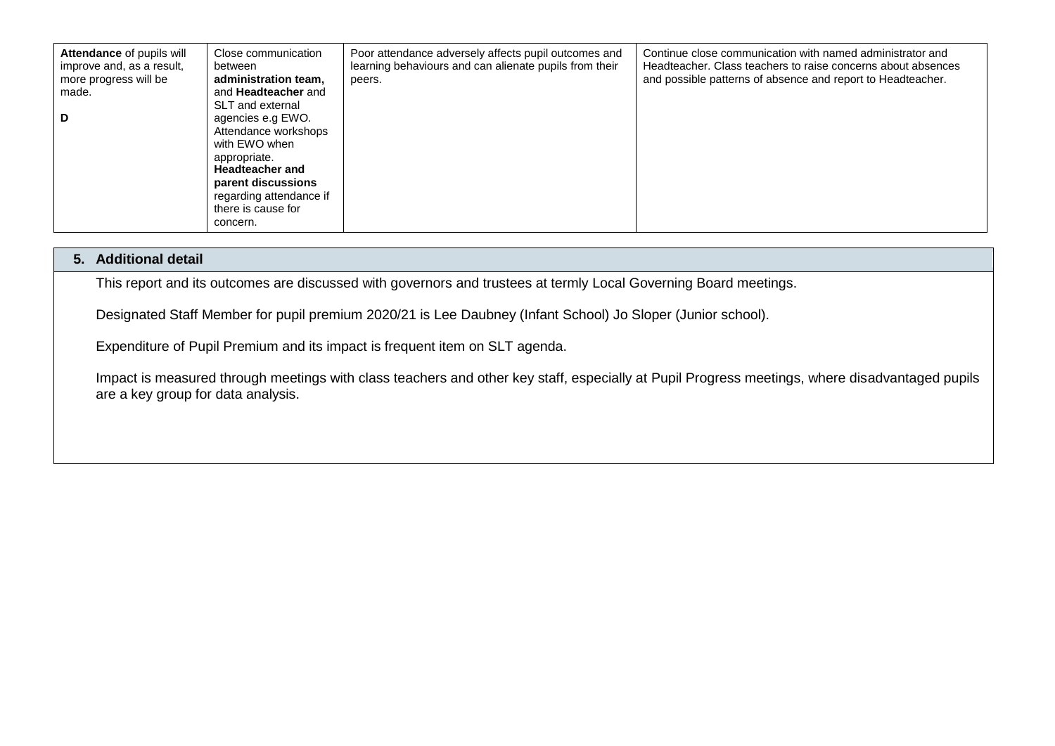| | | | |
|---|---|---|---|
| **Attendance** of pupils will improve and, as a result, more progress will be made.<br><br>**D** | Close communication between **administration team,** and **Headteacher** and SLT and external agencies e.g EWO. Attendance workshops with EWO when appropriate. **Headteacher and parent discussions** regarding attendance if there is cause for concern. | Poor attendance adversely affects pupil outcomes and learning behaviours and can alienate pupils from their peers. | Continue close communication with named administrator and Headteacher. Class teachers to raise concerns about absences and possible patterns of absence and report to Headteacher. |

## 5. Additional detail

This report and its outcomes are discussed with governors and trustees at termly Local Governing Board meetings.

Designated Staff Member for pupil premium 2020/21 is Lee Daubney (Infant School) Jo Sloper (Junior school).

Expenditure of Pupil Premium and its impact is frequent item on SLT agenda.

Impact is measured through meetings with class teachers and other key staff, especially at Pupil Progress meetings, where disadvantaged pupils are a key group for data analysis.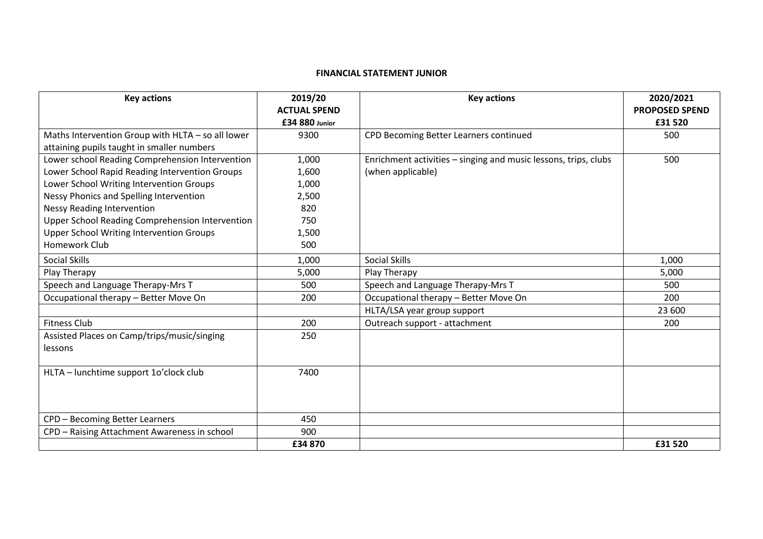**FINANCIAL STATEMENT JUNIOR**

| Key actions | 2019/20 ACTUAL SPEND £34 880 Junior | Key actions | 2020/2021 PROPOSED SPEND £31 520 |
|---|---|---|---|
| Maths Intervention Group with HLTA – so all lower attaining pupils taught in smaller numbers | 9300 | CPD Becoming Better Learners continued | 500 |
| Lower school Reading Comprehension Intervention<br>Lower School Rapid Reading Intervention Groups<br>Lower School Writing Intervention Groups<br>Nessy Phonics and Spelling Intervention<br>Nessy Reading Intervention<br>Upper School Reading Comprehension Intervention<br>Upper School Writing Intervention Groups<br>Homework Club | 1,000<br>1,600<br>1,000<br>2,500<br>820<br>750<br>1,500<br>500 | Enrichment activities – singing and music lessons, trips, clubs (when applicable) | 500 |
| Social Skills | 1,000 | Social Skills | 1,000 |
| Play Therapy | 5,000 | Play Therapy | 5,000 |
| Speech and Language Therapy-Mrs T | 500 | Speech and Language Therapy-Mrs T | 500 |
| Occupational therapy – Better Move On | 200 | Occupational therapy – Better Move On | 200 |
| | | HLTA/LSA year group support | 23 600 |
| Fitness Club | 200 | Outreach support - attachment | 200 |
| Assisted Places on Camp/trips/music/singing lessons | 250 | | |
| HLTA – lunchtime support 1o'clock club | 7400 | | |
| CPD – Becoming Better Learners | 450 | | |
| CPD – Raising Attachment Awareness in school | 900 | | |
| | **£34 870** | | **£31 520** |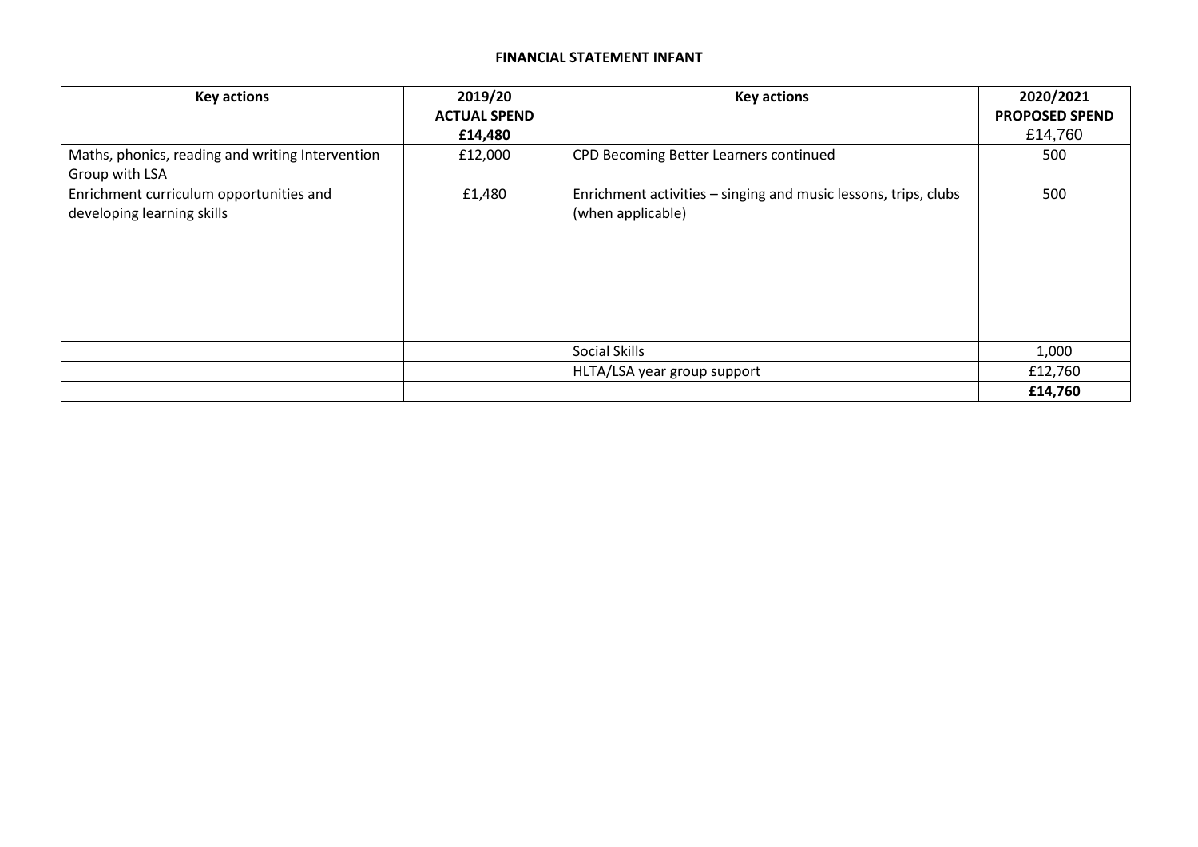**FINANCIAL STATEMENT INFANT**

| Key actions | 2019/20 ACTUAL SPEND £14,480 | Key actions | 2020/2021 PROPOSED SPEND £14,760 |
|---|---|---|---|
| Maths, phonics, reading and writing Intervention Group with LSA | £12,000 | CPD Becoming Better Learners continued | 500 |
| Enrichment curriculum opportunities and developing learning skills | £1,480 | Enrichment activities – singing and music lessons, trips, clubs (when applicable) | 500 |
| | | Social Skills | 1,000 |
| | | HLTA/LSA year group support | £12,760 |
| | | | **£14,760** |